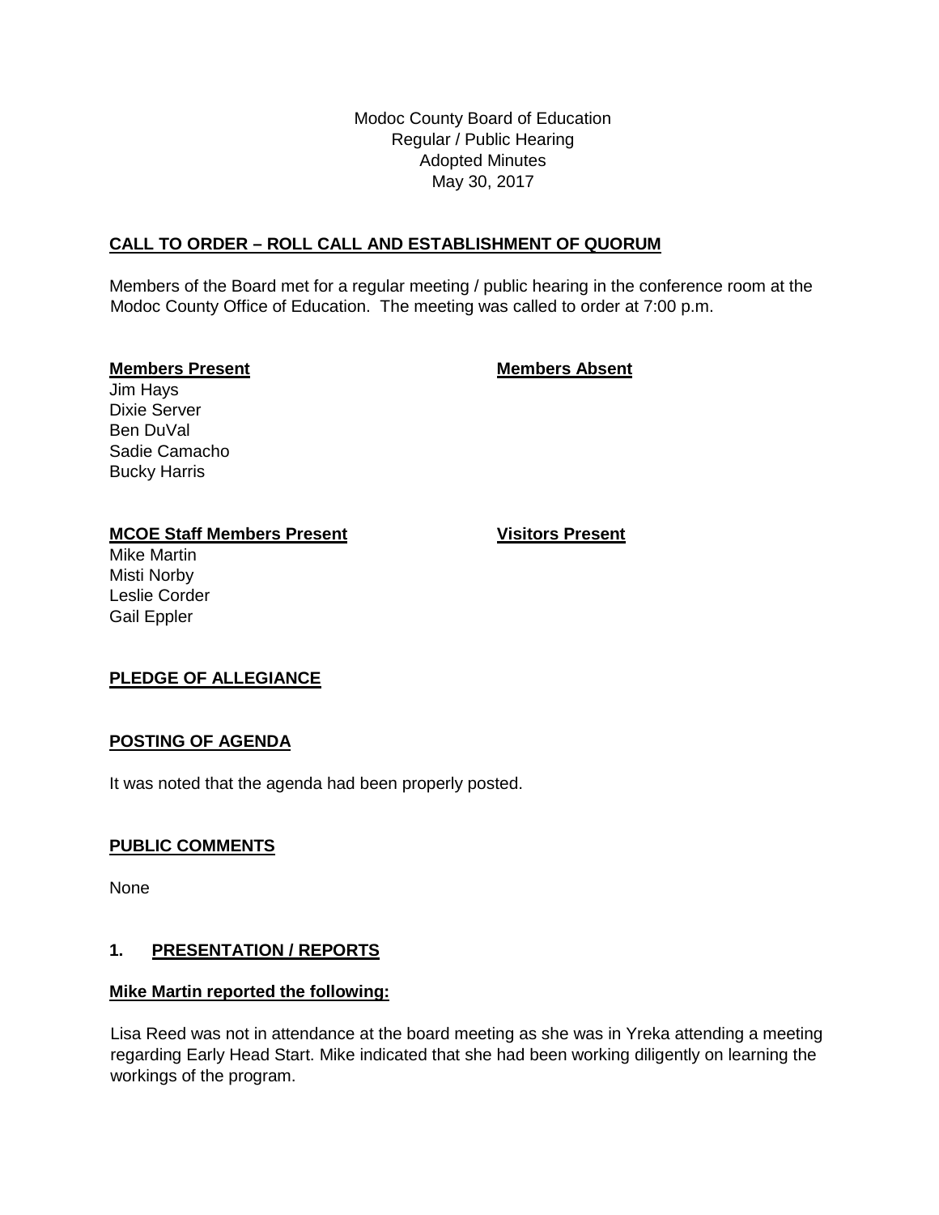Modoc County Board of Education
Regular / Public Hearing
Adopted Minutes
May 30, 2017

## CALL TO ORDER – ROLL CALL AND ESTABLISHMENT OF QUORUM

Members of the Board met for a regular meeting / public hearing in the conference room at the Modoc County Office of Education. The meeting was called to order at 7:00 p.m.

**Members Present**

Jim Hays
Dixie Server
Ben DuVal
Sadie Camacho
Bucky Harris

**Members Absent**

**MCOE Staff Members Present**

Mike Martin
Misti Norby
Leslie Corder
Gail Eppler

**Visitors Present**

## PLEDGE OF ALLEGIANCE

## POSTING OF AGENDA

It was noted that the agenda had been properly posted.

## PUBLIC COMMENTS

None

## 1. PRESENTATION / REPORTS

### Mike Martin reported the following:

Lisa Reed was not in attendance at the board meeting as she was in Yreka attending a meeting regarding Early Head Start. Mike indicated that she had been working diligently on learning the workings of the program.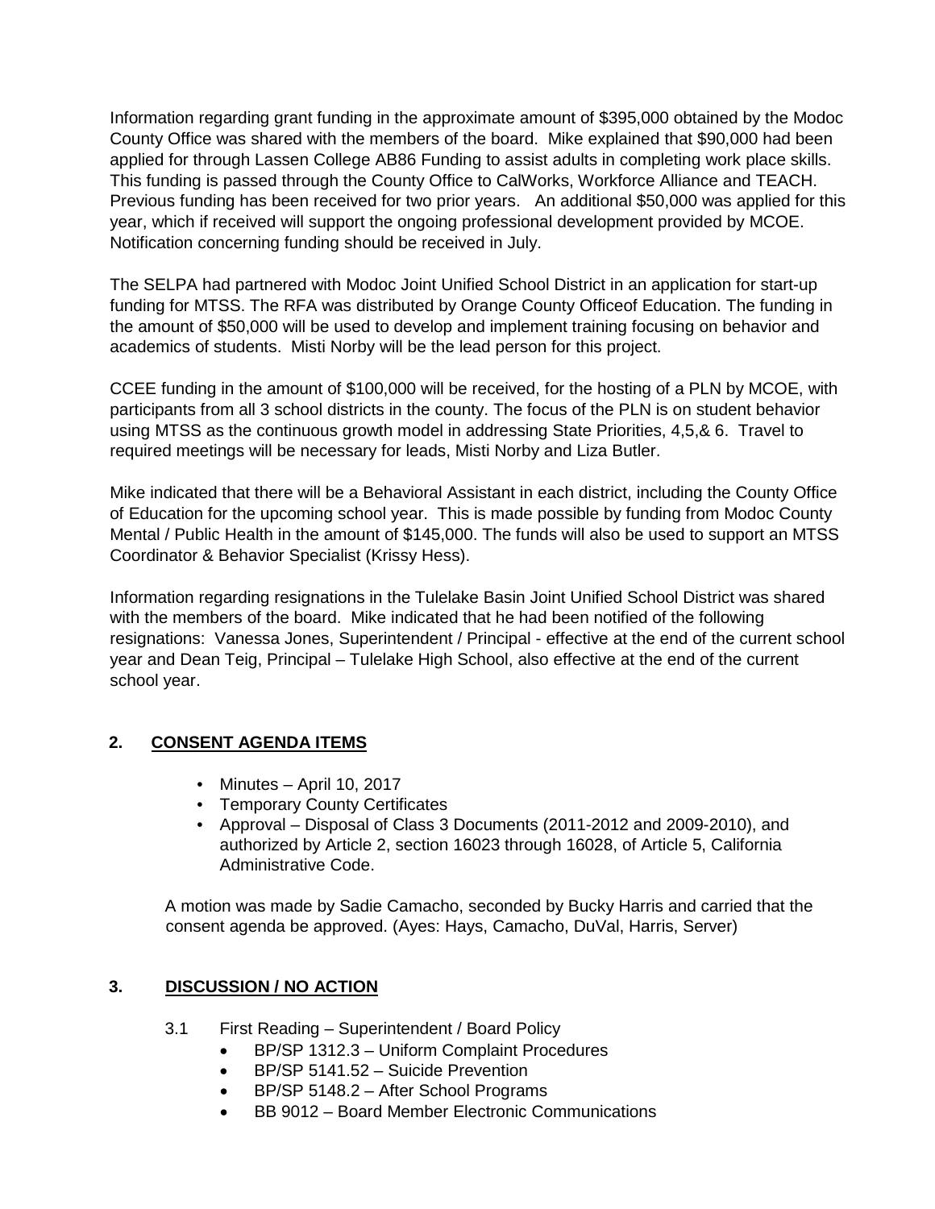Information regarding grant funding in the approximate amount of $395,000 obtained by the Modoc County Office was shared with the members of the board. Mike explained that $90,000 had been applied for through Lassen College AB86 Funding to assist adults in completing work place skills. This funding is passed through the County Office to CalWorks, Workforce Alliance and TEACH. Previous funding has been received for two prior years. An additional $50,000 was applied for this year, which if received will support the ongoing professional development provided by MCOE. Notification concerning funding should be received in July.

The SELPA had partnered with Modoc Joint Unified School District in an application for start-up funding for MTSS. The RFA was distributed by Orange County Officeof Education. The funding in the amount of $50,000 will be used to develop and implement training focusing on behavior and academics of students. Misti Norby will be the lead person for this project.

CCEE funding in the amount of $100,000 will be received, for the hosting of a PLN by MCOE, with participants from all 3 school districts in the county. The focus of the PLN is on student behavior using MTSS as the continuous growth model in addressing State Priorities, 4,5,& 6. Travel to required meetings will be necessary for leads, Misti Norby and Liza Butler.

Mike indicated that there will be a Behavioral Assistant in each district, including the County Office of Education for the upcoming school year. This is made possible by funding from Modoc County Mental / Public Health in the amount of $145,000. The funds will also be used to support an MTSS Coordinator & Behavior Specialist (Krissy Hess).

Information regarding resignations in the Tulelake Basin Joint Unified School District was shared with the members of the board. Mike indicated that he had been notified of the following resignations: Vanessa Jones, Superintendent / Principal - effective at the end of the current school year and Dean Teig, Principal – Tulelake High School, also effective at the end of the current school year.

## 2. CONSENT AGENDA ITEMS

- Minutes – April 10, 2017
- Temporary County Certificates
- Approval – Disposal of Class 3 Documents (2011-2012 and 2009-2010), and authorized by Article 2, section 16023 through 16028, of Article 5, California Administrative Code.

A motion was made by Sadie Camacho, seconded by Bucky Harris and carried that the consent agenda be approved. (Ayes: Hays, Camacho, DuVal, Harris, Server)

## 3. DISCUSSION / NO ACTION

3.1 First Reading – Superintendent / Board Policy

- BP/SP 1312.3 – Uniform Complaint Procedures
- BP/SP 5141.52 – Suicide Prevention
- BP/SP 5148.2 – After School Programs
- BB 9012 – Board Member Electronic Communications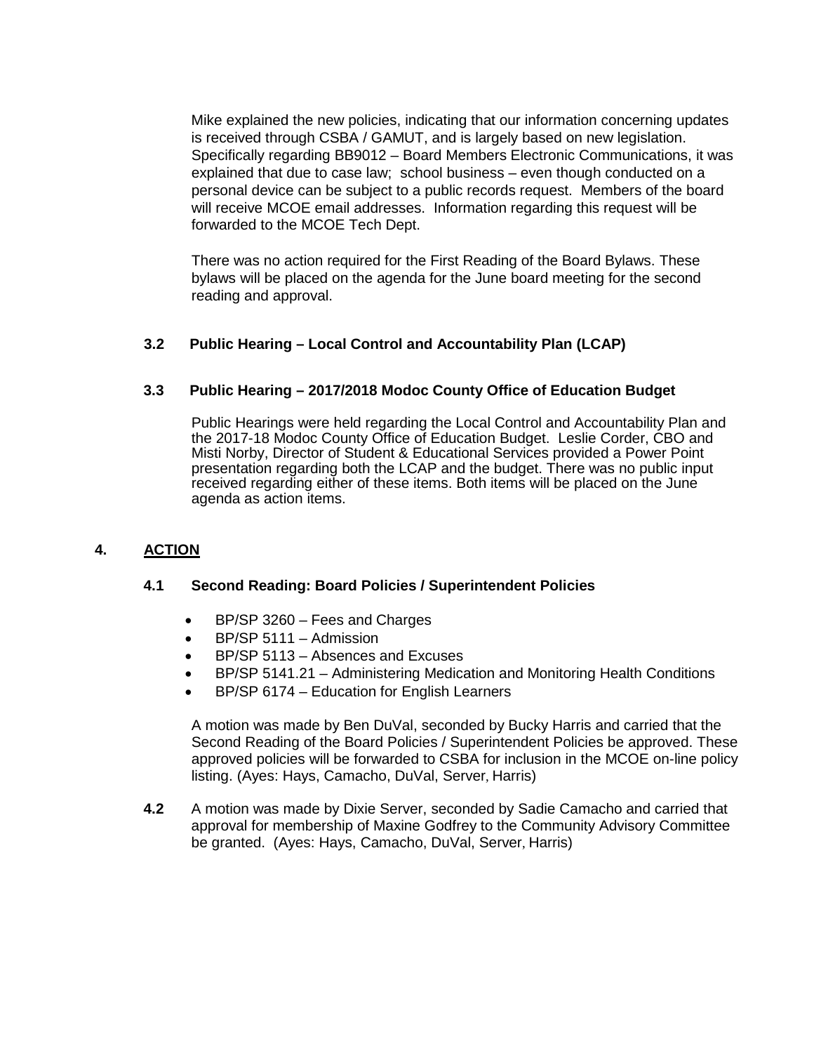Mike explained the new policies, indicating that our information concerning updates is received through CSBA / GAMUT, and is largely based on new legislation. Specifically regarding BB9012 – Board Members Electronic Communications, it was explained that due to case law; school business – even though conducted on a personal device can be subject to a public records request. Members of the board will receive MCOE email addresses. Information regarding this request will be forwarded to the MCOE Tech Dept.

There was no action required for the First Reading of the Board Bylaws. These bylaws will be placed on the agenda for the June board meeting for the second reading and approval.

### 3.2 Public Hearing – Local Control and Accountability Plan (LCAP)

### 3.3 Public Hearing – 2017/2018 Modoc County Office of Education Budget

Public Hearings were held regarding the Local Control and Accountability Plan and the 2017-18 Modoc County Office of Education Budget. Leslie Corder, CBO and Misti Norby, Director of Student & Educational Services provided a Power Point presentation regarding both the LCAP and the budget. There was no public input received regarding either of these items. Both items will be placed on the June agenda as action items.

## 4. ACTION

### 4.1 Second Reading: Board Policies / Superintendent Policies

- BP/SP 3260 – Fees and Charges
- BP/SP 5111 – Admission
- BP/SP 5113 – Absences and Excuses
- BP/SP 5141.21 – Administering Medication and Monitoring Health Conditions
- BP/SP 6174 – Education for English Learners

A motion was made by Ben DuVal, seconded by Bucky Harris and carried that the Second Reading of the Board Policies / Superintendent Policies be approved. These approved policies will be forwarded to CSBA for inclusion in the MCOE on-line policy listing. (Ayes: Hays, Camacho, DuVal, Server, Harris)

**4.2** A motion was made by Dixie Server, seconded by Sadie Camacho and carried that approval for membership of Maxine Godfrey to the Community Advisory Committee be granted. (Ayes: Hays, Camacho, DuVal, Server, Harris)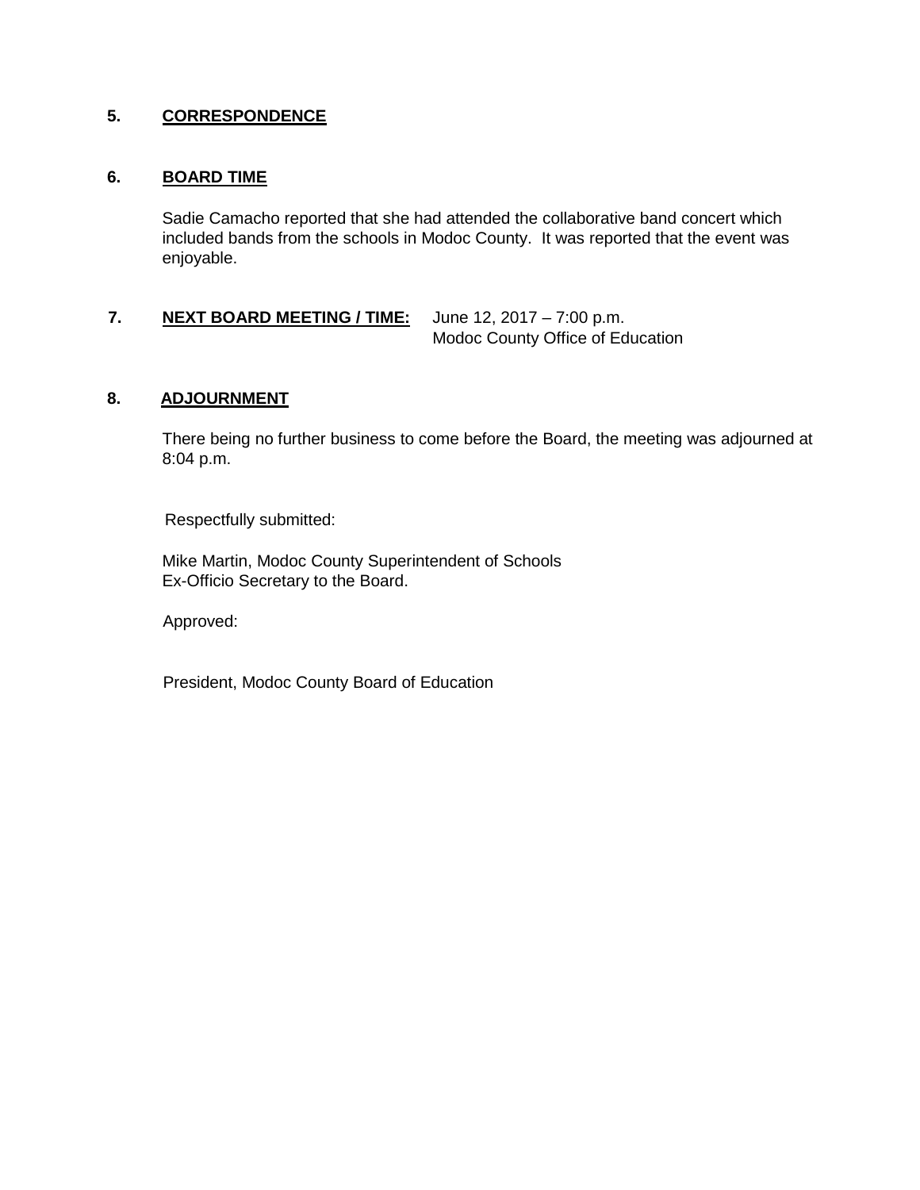**5. <u>CORRESPONDENCE</u>**

**6. <u>BOARD TIME</u>**

Sadie Camacho reported that she had attended the collaborative band concert which included bands from the schools in Modoc County. It was reported that the event was enjoyable.

**7. <u>NEXT BOARD MEETING / TIME:</u>** June 12, 2017 – 7:00 p.m.
Modoc County Office of Education

**8. <u>ADJOURNMENT</u>**

There being no further business to come before the Board, the meeting was adjourned at 8:04 p.m.

Respectfully submitted:

Mike Martin, Modoc County Superintendent of Schools
Ex-Officio Secretary to the Board.

Approved:

President, Modoc County Board of Education